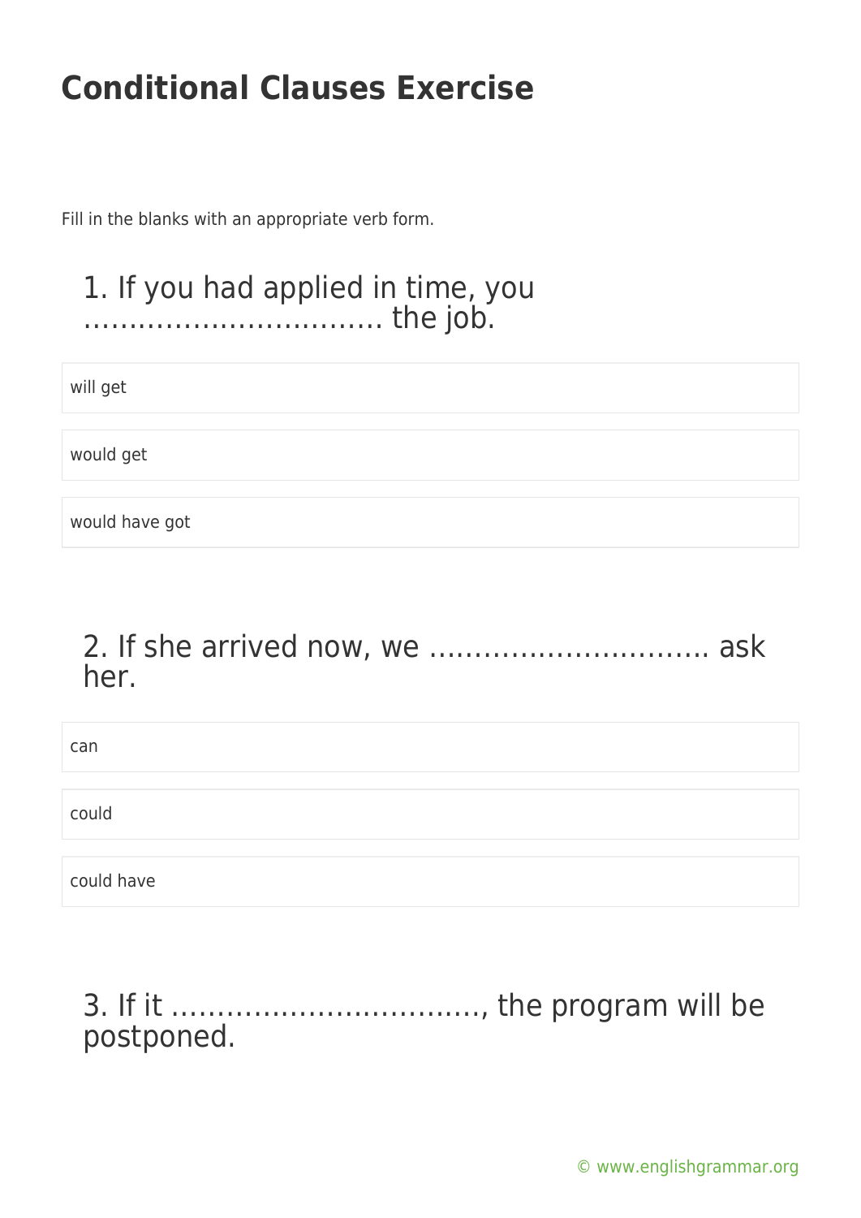# Conditional Clauses Exercise

Fill in the blanks with an appropriate verb form.

## 1. If you had applied in time, you …………………………… the job.

- will get
- would get
- would have got

## 2. If she arrived now, we ………………………… ask her.

- can
- could
- could have

## 3. If it ……………………………, the program will be postponed.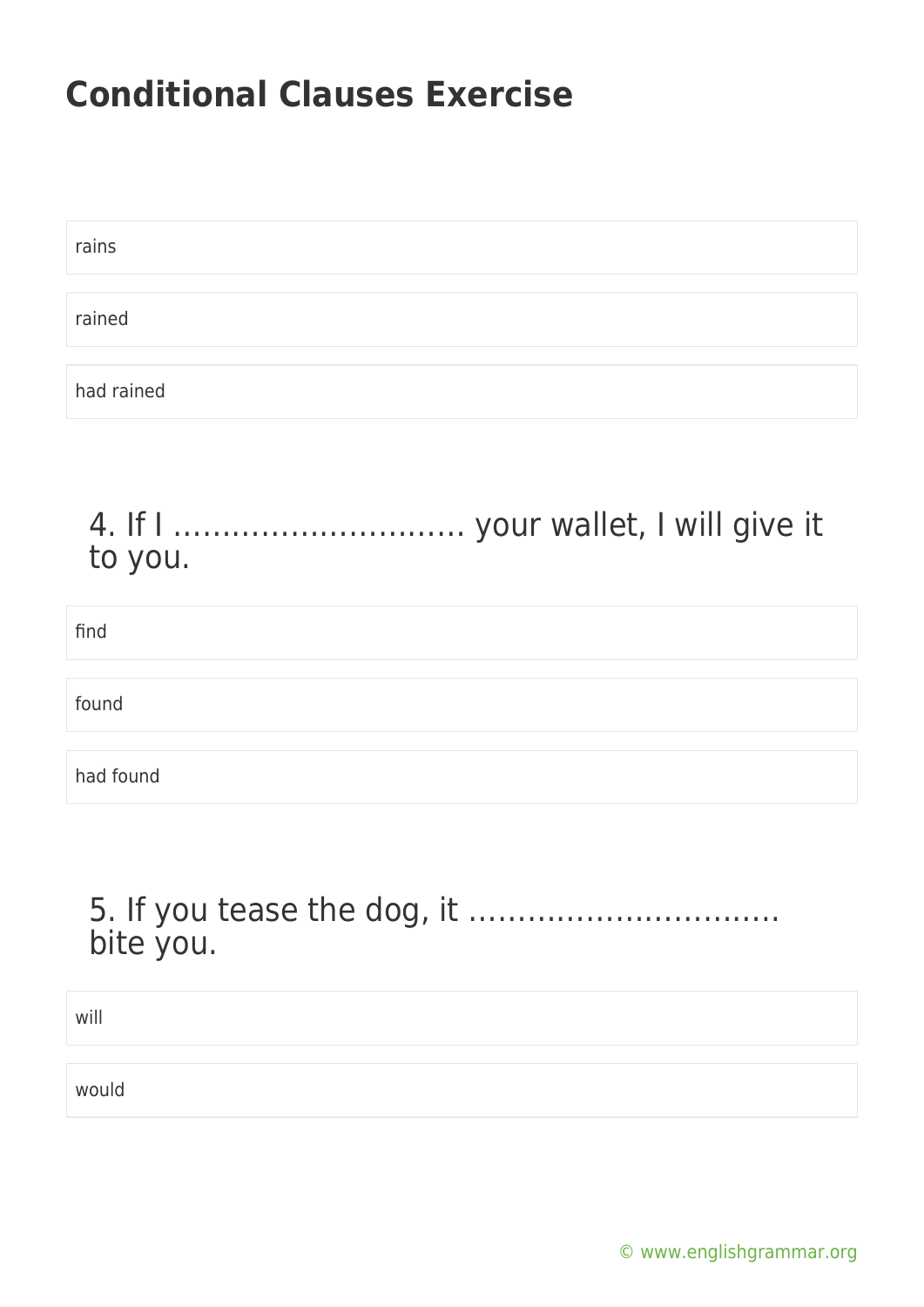# Conditional Clauses Exercise

rains

rained

had rained

### 4. If I ………………………… your wallet, I will give it to you.

find

found

had found

### 5. If you tease the dog, it ………………………….. bite you.

will

would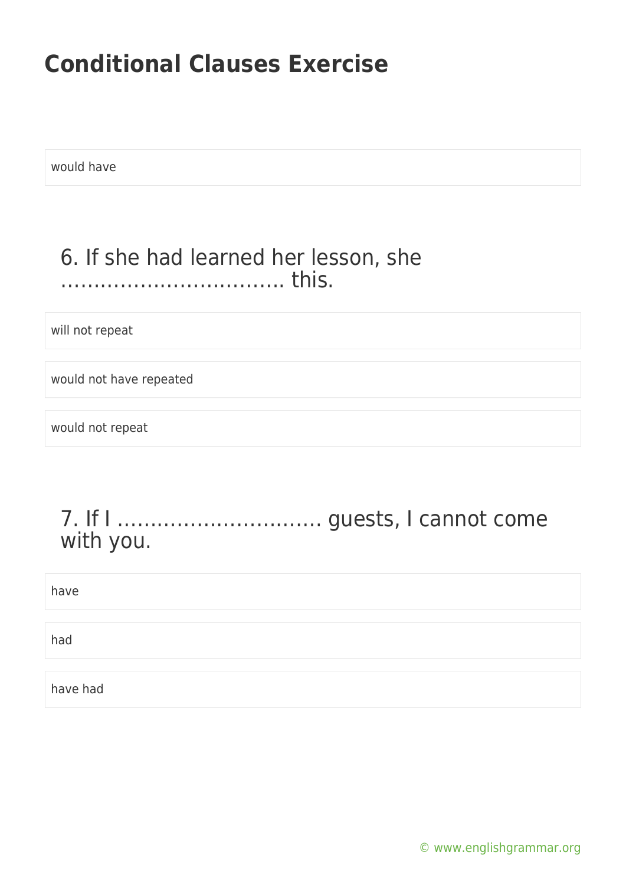# Conditional Clauses Exercise

would have

6. If she had learned her lesson, she …………………………….. this.

will not repeat

would not have repeated

would not repeat

7. If I …………………………. guests, I cannot come with you.

have

had

have had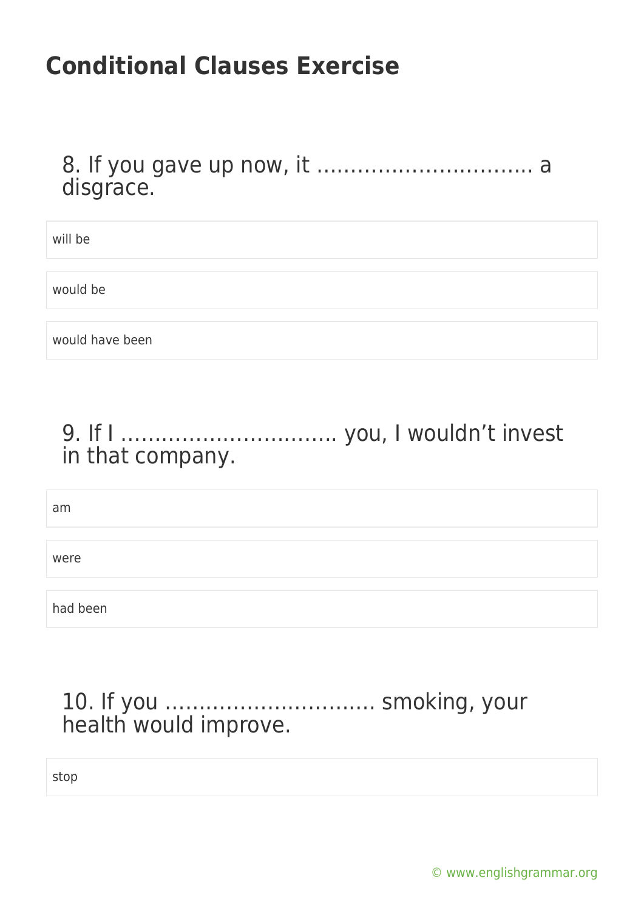# Conditional Clauses Exercise

8. If you gave up now, it ………………………….. a disgrace.

- will be
- would be
- would have been

9. If I ………………………….. you, I wouldn’t invest in that company.

- am
- were
- had been

10. If you ………………………….. smoking, your health would improve.

- stop

© www.englishgrammar.org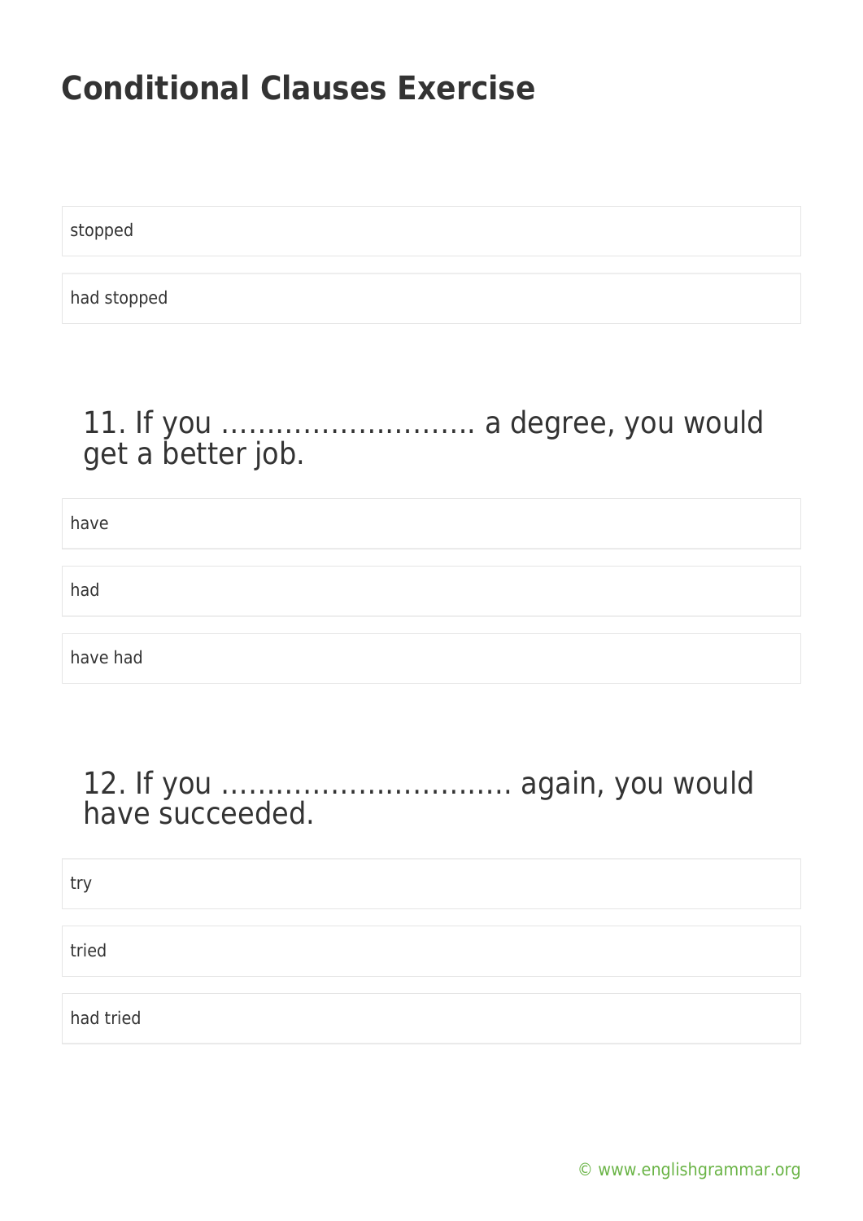# Conditional Clauses Exercise

stopped

had stopped

## 11. If you ………………………. a degree, you would get a better job.

have

had

have had

## 12. If you ………………………….. again, you would have succeeded.

try

tried

had tried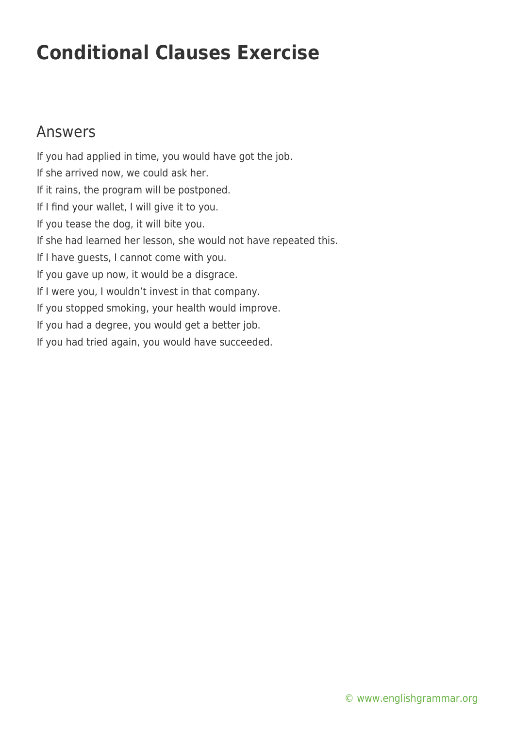# Conditional Clauses Exercise

## Answers

If you had applied in time, you would have got the job.
If she arrived now, we could ask her.
If it rains, the program will be postponed.
If I find your wallet, I will give it to you.
If you tease the dog, it will bite you.
If she had learned her lesson, she would not have repeated this.
If I have guests, I cannot come with you.
If you gave up now, it would be a disgrace.
If I were you, I wouldn't invest in that company.
If you stopped smoking, your health would improve.
If you had a degree, you would get a better job.
If you had tried again, you would have succeeded.